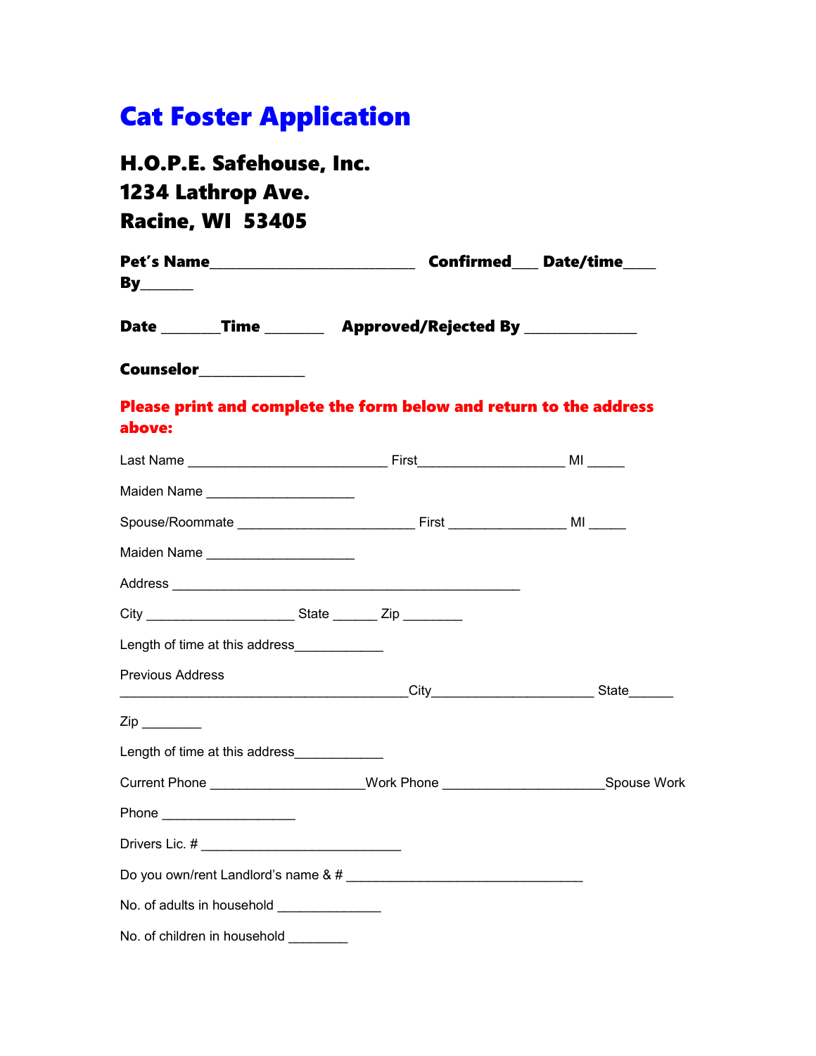# Cat Foster Application

## H.O.P.E. Safehouse, Inc.
## 1234 Lathrop Ave.
## Racine, WI 53405

**Pet's Name**_________________________ **Confirmed**___ **Date/time**____ **By**______

**Date** _______**Time** _______ **Approved/Rejected By** _____________

**Counselor**_____________

**Please print and complete the form below and return to the address above:**

Last Name ________________________ First__________________ MI _____

Maiden Name __________________

Spouse/Roommate _____________________ First ______________ MI _____

Maiden Name __________________

Address ____________________________________________

City __________________ State ______ Zip ________

Length of time at this address___________

Previous Address ____________________________________City____________________ State______

Zip ________

Length of time at this address___________

Current Phone ___________________Work Phone ____________________Spouse Work Phone _________________

Drivers Lic. # _________________________

Do you own/rent Landlord's name & # ______________________________

No. of adults in household _____________

No. of children in household ________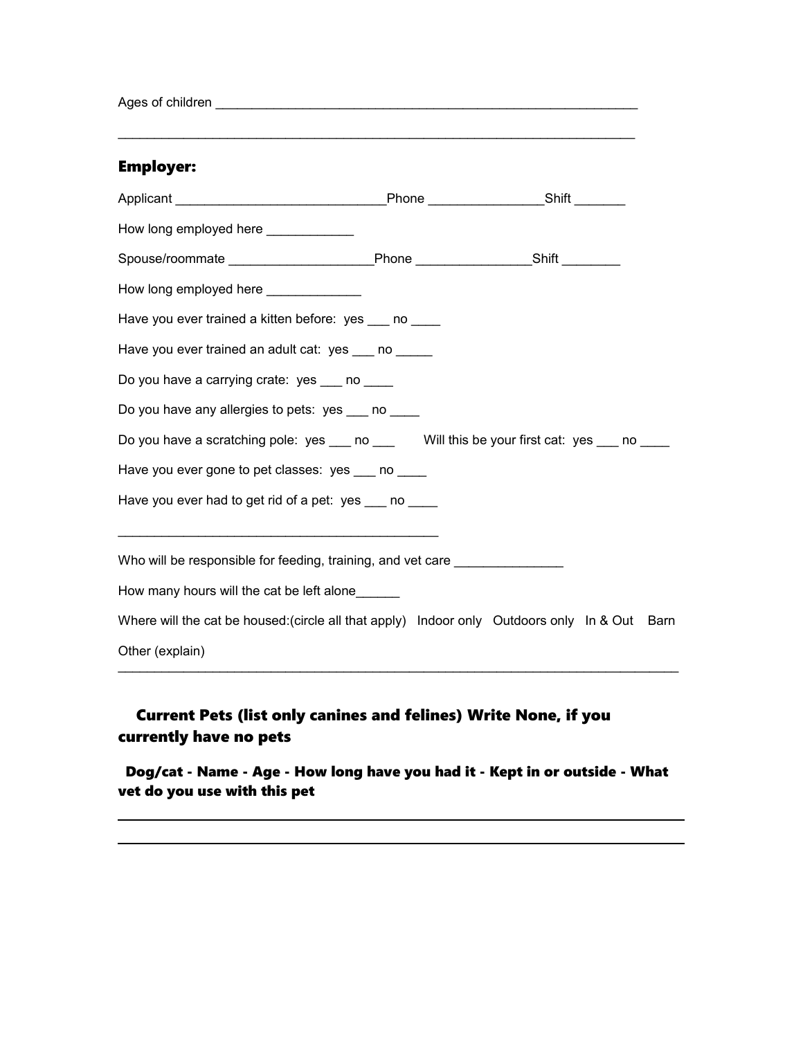Ages of children ____________________________________________________________

_________________________________________________________________________

### Employer:

Applicant ______________________________Phone ________________Shift _______

How long employed here ____________

Spouse/roommate ____________________Phone ________________Shift ________

How long employed here _____________

Have you ever trained a kitten before: yes ___ no ____

Have you ever trained an adult cat: yes ___ no _____

Do you have a carrying crate: yes ___ no ____

Do you have any allergies to pets: yes ___ no ____

Do you have a scratching pole: yes ___ no ___ Will this be your first cat: yes ___ no ____

Have you ever gone to pet classes: yes ___ no ____

Have you ever had to get rid of a pet: yes ___ no ____

______________________________________________

Who will be responsible for feeding, training, and vet care _______________

How many hours will the cat be left alone______

Where will the cat be housed:(circle all that apply) Indoor only Outdoors only In & Out Barn

Other (explain) ________________________________________________________________________________

### Current Pets (list only canines and felines) Write None, if you currently have no pets

**Dog/cat - Name - Age - How long have you had it - Kept in or outside - What vet do you use with this pet**

_________________________________________________________________________

_________________________________________________________________________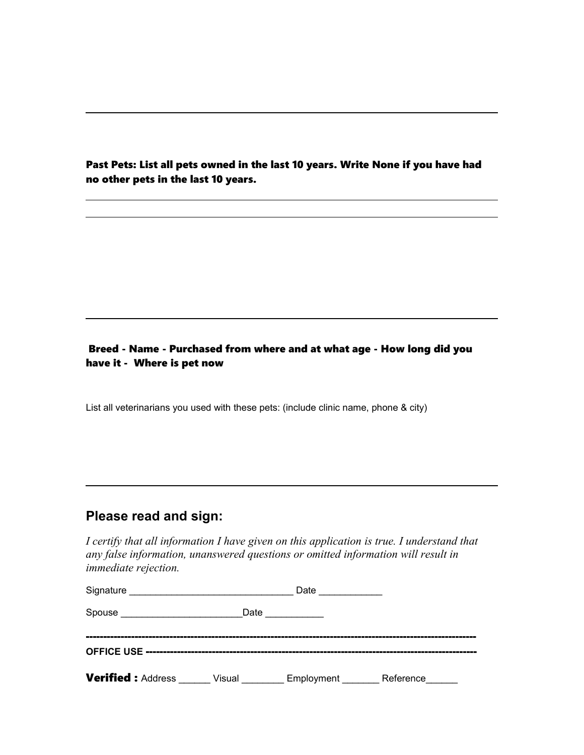---

**Past Pets: List all pets owned in the last 10 years. Write None if you have had no other pets in the last 10 years.**

---

**Breed - Name - Purchased from where and at what age - How long did you have it - Where is pet now**

List all veterinarians you used with these pets: (include clinic name, phone & city)

---

## Please read and sign:

*I certify that all information I have given on this application is true. I understand that any false information, unanswered questions or omitted information will result in immediate rejection.*

Signature _______________________________ Date ____________

Spouse ______________________Date ___________

**------------------------------------------------------------------------------------------------------------**
**OFFICE USE ------------------------------------------------------------------------------------------------**

**Verified :** Address ______ Visual ________ Employment _______ Reference______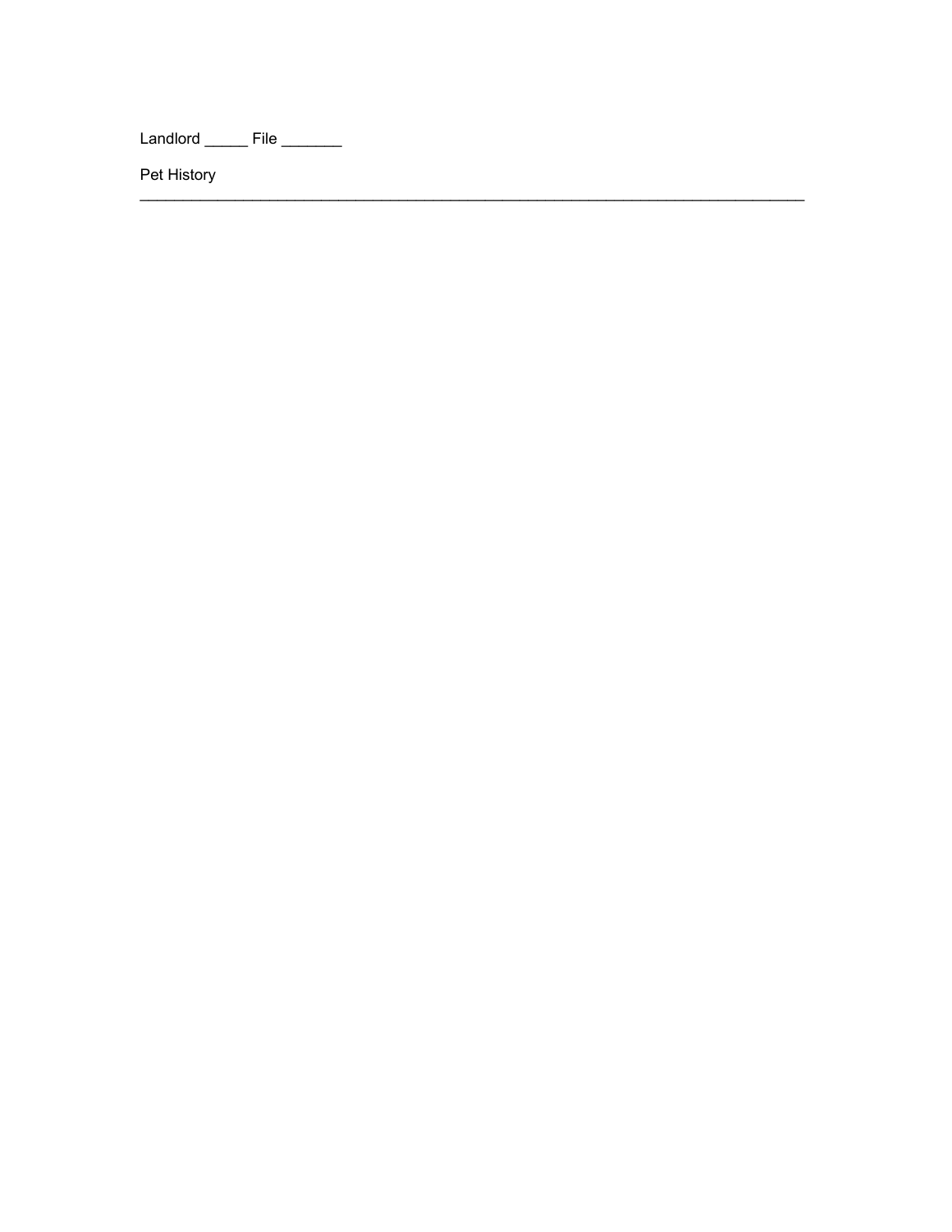Landlord _____ File _______

Pet History
_______________________________________________________________________________